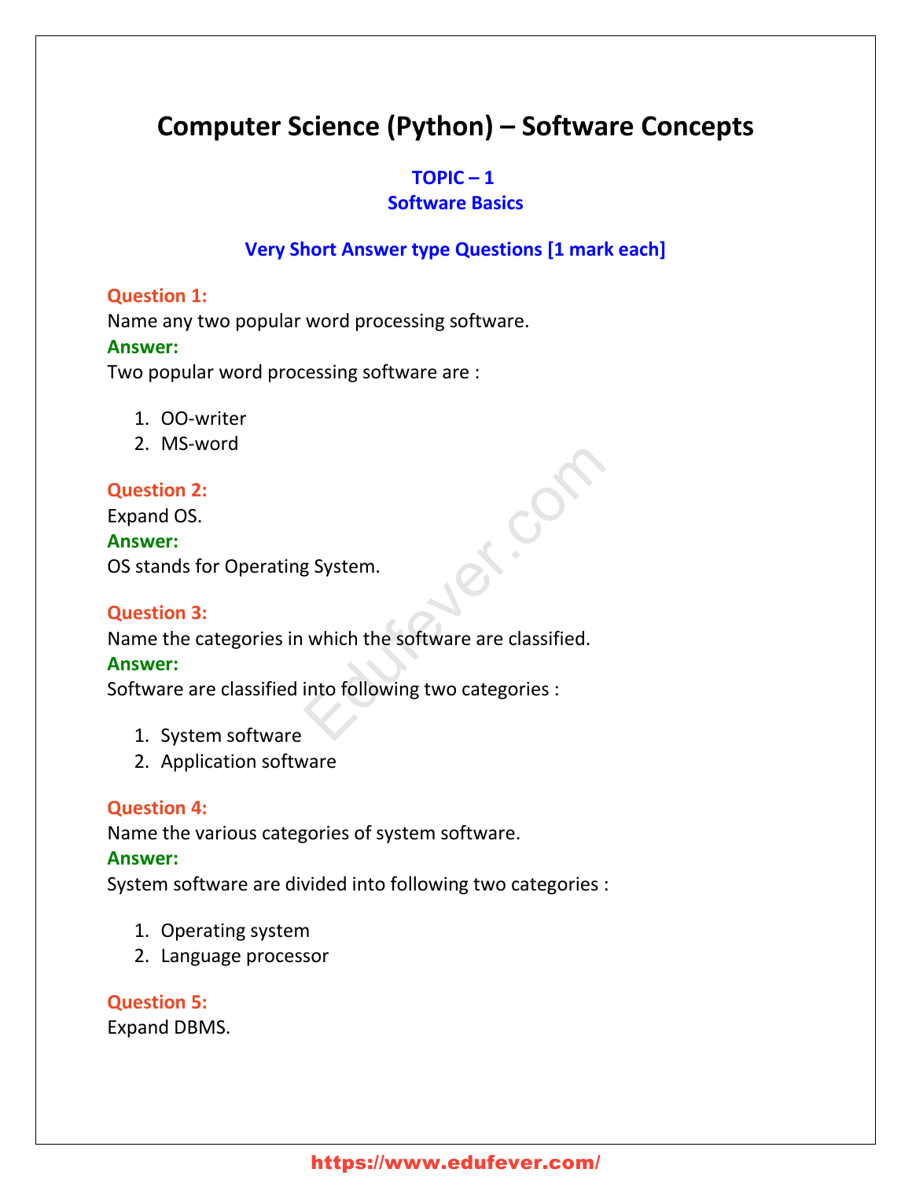# Computer Science (Python) – Software Concepts

## TOPIC – 1
## Software Basics

### Very Short Answer type Questions [1 mark each]

**Question 1:**
Name any two popular word processing software.
**Answer:**
Two popular word processing software are :

1. OO-writer
2. MS-word

**Question 2:**
Expand OS.
**Answer:**
OS stands for Operating System.

**Question 3:**
Name the categories in which the software are classified.
**Answer:**
Software are classified into following two categories :

1. System software
2. Application software

**Question 4:**
Name the various categories of system software.
**Answer:**
System software are divided into following two categories :

1. Operating system
2. Language processor

**Question 5:**
Expand DBMS.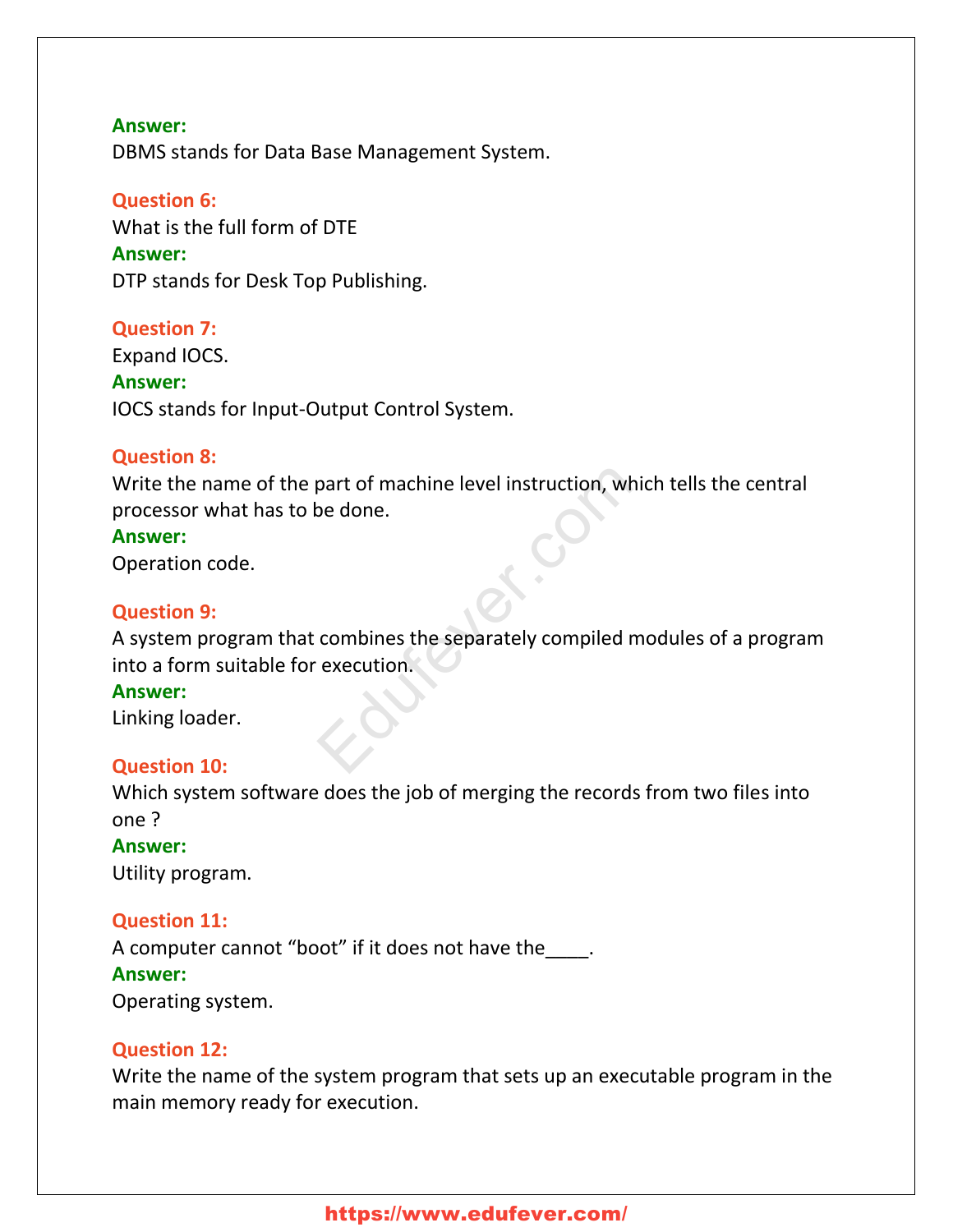**Answer:**
DBMS stands for Data Base Management System.

**Question 6:**
What is the full form of DTE

**Answer:**
DTP stands for Desk Top Publishing.

**Question 7:**
Expand IOCS.

**Answer:**
IOCS stands for Input-Output Control System.

**Question 8:**
Write the name of the part of machine level instruction, which tells the central processor what has to be done.

**Answer:**
Operation code.

**Question 9:**
A system program that combines the separately compiled modules of a program into a form suitable for execution.

**Answer:**
Linking loader.

**Question 10:**
Which system software does the job of merging the records from two files into one ?

**Answer:**
Utility program.

**Question 11:**
A computer cannot "boot" if it does not have the____.

**Answer:**
Operating system.

**Question 12:**
Write the name of the system program that sets up an executable program in the main memory ready for execution.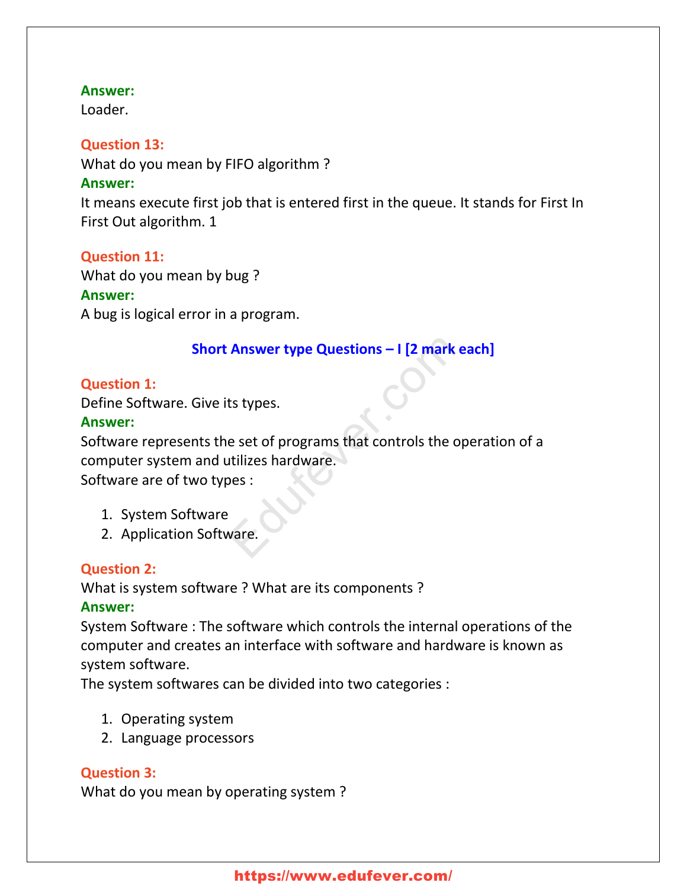**Answer:**
Loader.

**Question 13:**
What do you mean by FIFO algorithm ?
**Answer:**
It means execute first job that is entered first in the queue. It stands for First In First Out algorithm. 1

**Question 11:**
What do you mean by bug ?
**Answer:**
A bug is logical error in a program.

### Short Answer type Questions – I [2 mark each]

**Question 1:**
Define Software. Give its types.
**Answer:**
Software represents the set of programs that controls the operation of a computer system and utilizes hardware.
Software are of two types :

1. System Software
2. Application Software.

**Question 2:**
What is system software ? What are its components ?
**Answer:**
System Software : The software which controls the internal operations of the computer and creates an interface with software and hardware is known as system software.
The system softwares can be divided into two categories :

1. Operating system
2. Language processors

**Question 3:**
What do you mean by operating system ?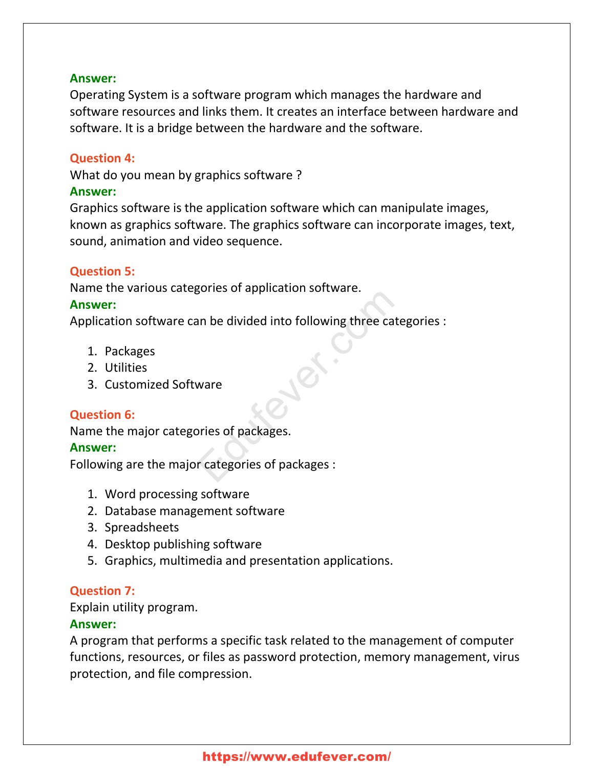**Answer:**
Operating System is a software program which manages the hardware and software resources and links them. It creates an interface between hardware and software. It is a bridge between the hardware and the software.

**Question 4:**
What do you mean by graphics software ?
**Answer:**
Graphics software is the application software which can manipulate images, known as graphics software. The graphics software can incorporate images, text, sound, animation and video sequence.

**Question 5:**
Name the various categories of application software.
**Answer:**
Application software can be divided into following three categories :

1. Packages
2. Utilities
3. Customized Software

**Question 6:**
Name the major categories of packages.
**Answer:**
Following are the major categories of packages :

1. Word processing software
2. Database management software
3. Spreadsheets
4. Desktop publishing software
5. Graphics, multimedia and presentation applications.

**Question 7:**
Explain utility program.
**Answer:**
A program that performs a specific task related to the management of computer functions, resources, or files as password protection, memory management, virus protection, and file compression.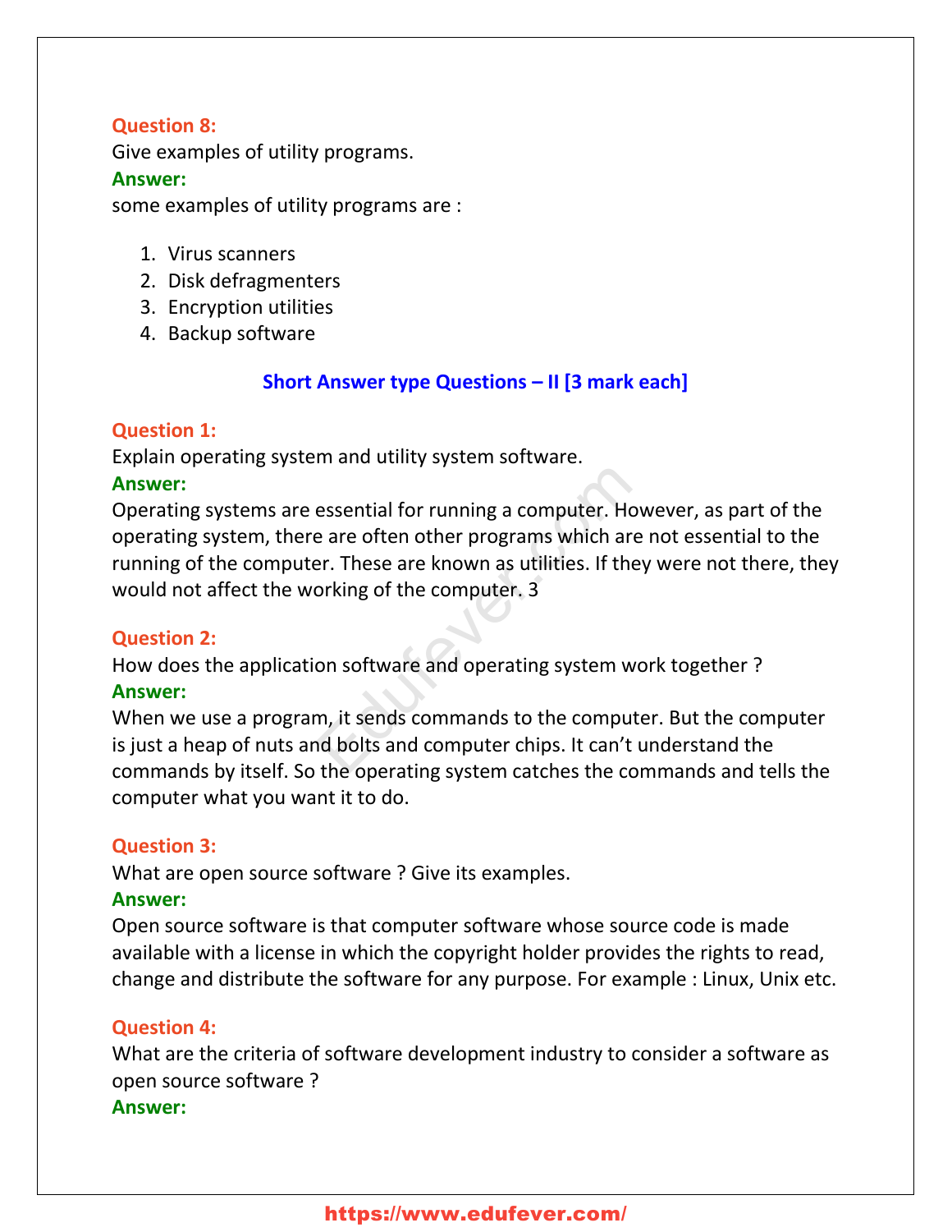**Question 8:**
Give examples of utility programs.
**Answer:**
some examples of utility programs are :

1. Virus scanners
2. Disk defragmenters
3. Encryption utilities
4. Backup software

## Short Answer type Questions – II [3 mark each]

**Question 1:**
Explain operating system and utility system software.
**Answer:**
Operating systems are essential for running a computer. However, as part of the operating system, there are often other programs which are not essential to the running of the computer. These are known as utilities. If they were not there, they would not affect the working of the computer. 3

**Question 2:**
How does the application software and operating system work together ?
**Answer:**
When we use a program, it sends commands to the computer. But the computer is just a heap of nuts and bolts and computer chips. It can't understand the commands by itself. So the operating system catches the commands and tells the computer what you want it to do.

**Question 3:**
What are open source software ? Give its examples.
**Answer:**
Open source software is that computer software whose source code is made available with a license in which the copyright holder provides the rights to read, change and distribute the software for any purpose. For example : Linux, Unix etc.

**Question 4:**
What are the criteria of software development industry to consider a software as open source software ?
**Answer:**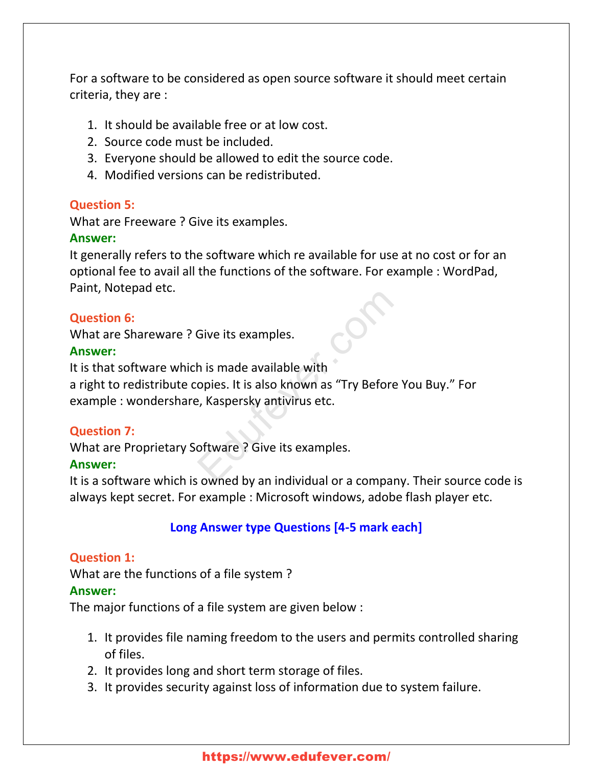For a software to be considered as open source software it should meet certain criteria, they are :

1. It should be available free or at low cost.
2. Source code must be included.
3. Everyone should be allowed to edit the source code.
4. Modified versions can be redistributed.

**Question 5:**
What are Freeware ? Give its examples.
**Answer:**
It generally refers to the software which re available for use at no cost or for an optional fee to avail all the functions of the software. For example : WordPad, Paint, Notepad etc.

**Question 6:**
What are Shareware ? Give its examples.
**Answer:**
It is that software which is made available with
a right to redistribute copies. It is also known as "Try Before You Buy." For example : wondershare, Kaspersky antivirus etc.

**Question 7:**
What are Proprietary Software ? Give its examples.
**Answer:**
It is a software which is owned by an individual or a company. Their source code is always kept secret. For example : Microsoft windows, adobe flash player etc.

## Long Answer type Questions [4-5 mark each]

**Question 1:**
What are the functions of a file system ?
**Answer:**
The major functions of a file system are given below :

1. It provides file naming freedom to the users and permits controlled sharing of files.
2. It provides long and short term storage of files.
3. It provides security against loss of information due to system failure.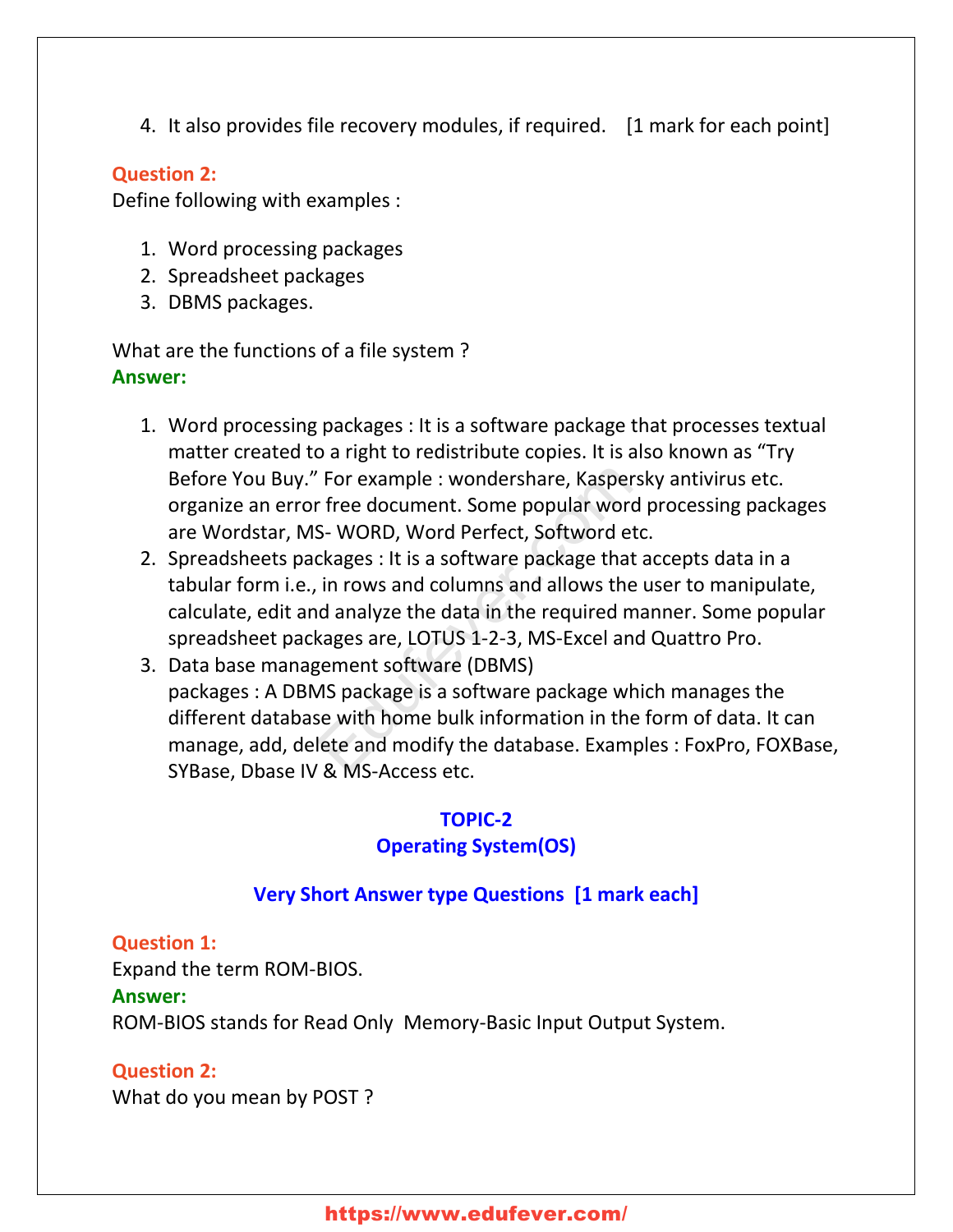4. It also provides file recovery modules, if required. [1 mark for each point]

**Question 2:**
Define following with examples :

1. Word processing packages
2. Spreadsheet packages
3. DBMS packages.

What are the functions of a file system ?
**Answer:**

1. Word processing packages : It is a software package that processes textual matter created to a right to redistribute copies. It is also known as "Try Before You Buy." For example : wondershare, Kaspersky antivirus etc. organize an error free document. Some popular word processing packages are Wordstar, MS- WORD, Word Perfect, Softword etc.
2. Spreadsheets packages : It is a software package that accepts data in a tabular form i.e., in rows and columns and allows the user to manipulate, calculate, edit and analyze the data in the required manner. Some popular spreadsheet packages are, LOTUS 1-2-3, MS-Excel and Quattro Pro.
3. Data base management software (DBMS) packages : A DBMS package is a software package which manages the different database with home bulk information in the form of data. It can manage, add, delete and modify the database. Examples : FoxPro, FOXBase, SYBase, Dbase IV & MS-Access etc.

## TOPIC-2
## Operating System(OS)

### Very Short Answer type Questions [1 mark each]

**Question 1:**
Expand the term ROM-BIOS.
**Answer:**
ROM-BIOS stands for Read Only Memory-Basic Input Output System.

**Question 2:**
What do you mean by POST ?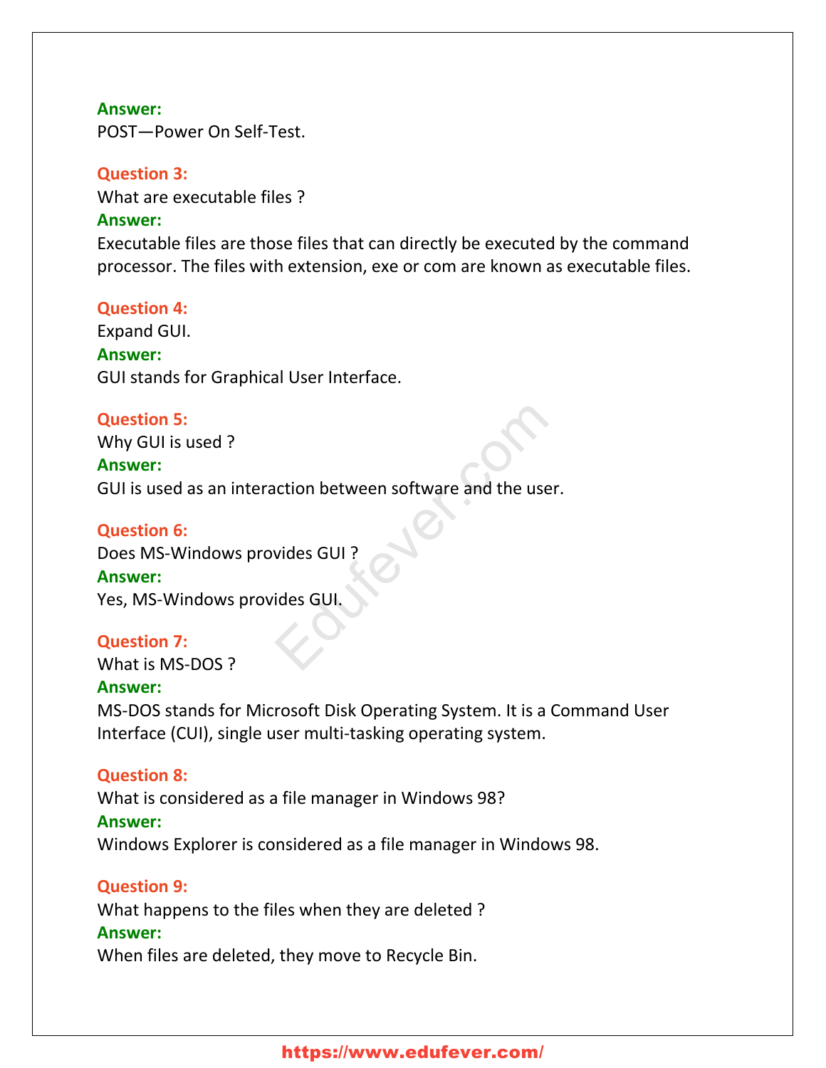**Answer:**
POST—Power On Self-Test.

**Question 3:**
What are executable files ?
**Answer:**
Executable files are those files that can directly be executed by the command processor. The files with extension, exe or com are known as executable files.

**Question 4:**
Expand GUI.
**Answer:**
GUI stands for Graphical User Interface.

**Question 5:**
Why GUI is used ?
**Answer:**
GUI is used as an interaction between software and the user.

**Question 6:**
Does MS-Windows provides GUI ?
**Answer:**
Yes, MS-Windows provides GUI.

**Question 7:**
What is MS-DOS ?
**Answer:**
MS-DOS stands for Microsoft Disk Operating System. It is a Command User Interface (CUI), single user multi-tasking operating system.

**Question 8:**
What is considered as a file manager in Windows 98?
**Answer:**
Windows Explorer is considered as a file manager in Windows 98.

**Question 9:**
What happens to the files when they are deleted ?
**Answer:**
When files are deleted, they move to Recycle Bin.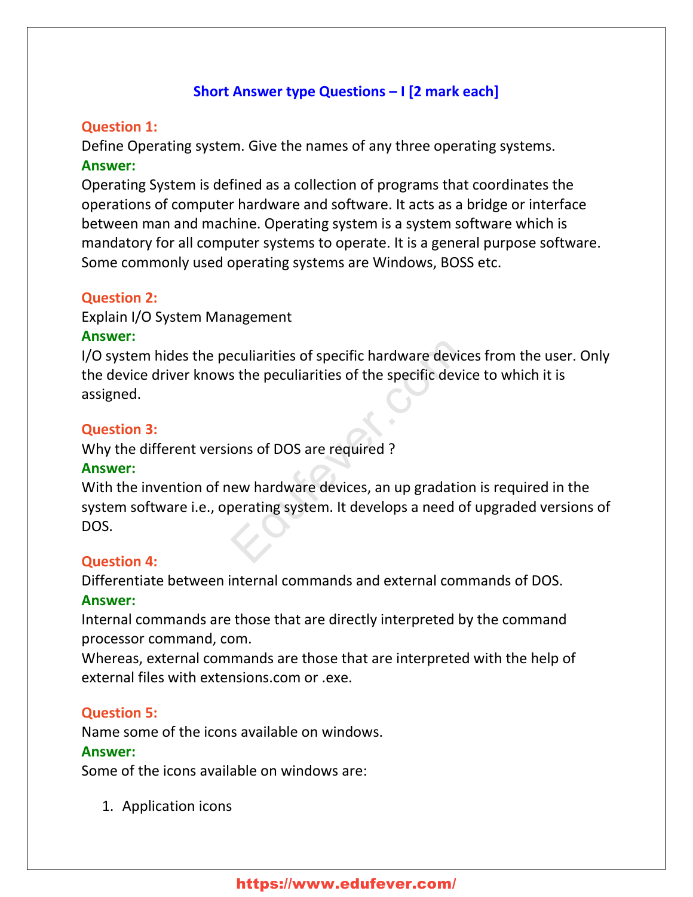## Short Answer type Questions – I [2 mark each]

**Question 1:**
Define Operating system. Give the names of any three operating systems.
**Answer:**
Operating System is defined as a collection of programs that coordinates the operations of computer hardware and software. It acts as a bridge or interface between man and machine. Operating system is a system software which is mandatory for all computer systems to operate. It is a general purpose software. Some commonly used operating systems are Windows, BOSS etc.

**Question 2:**
Explain I/O System Management
**Answer:**
I/O system hides the peculiarities of specific hardware devices from the user. Only the device driver knows the peculiarities of the specific device to which it is assigned.

**Question 3:**
Why the different versions of DOS are required ?
**Answer:**
With the invention of new hardware devices, an up gradation is required in the system software i.e., operating system. It develops a need of upgraded versions of DOS.

**Question 4:**
Differentiate between internal commands and external commands of DOS.
**Answer:**
Internal commands are those that are directly interpreted by the command processor command, com.
Whereas, external commands are those that are interpreted with the help of external files with extensions.com or .exe.

**Question 5:**
Name some of the icons available on windows.
**Answer:**
Some of the icons available on windows are:

1. Application icons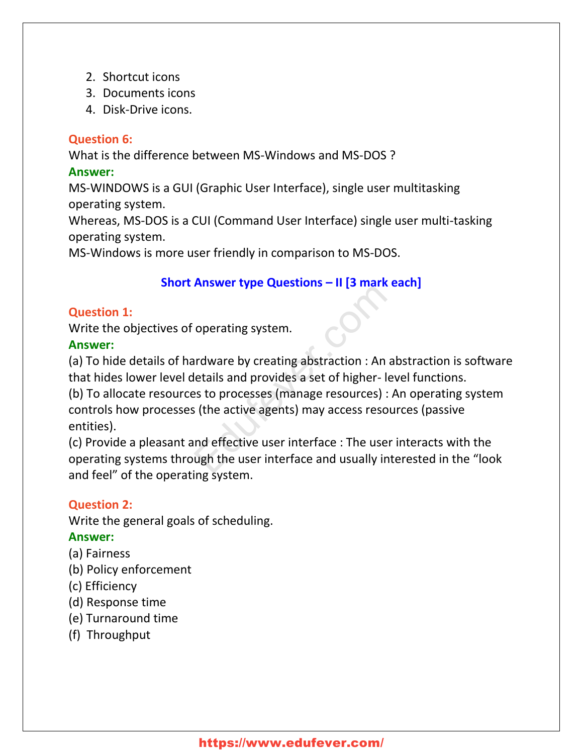2. Shortcut icons
3. Documents icons
4. Disk-Drive icons.

**Question 6:**
What is the difference between MS-Windows and MS-DOS ?
**Answer:**
MS-WINDOWS is a GUI (Graphic User Interface), single user multitasking operating system.
Whereas, MS-DOS is a CUI (Command User Interface) single user multi-tasking operating system.
MS-Windows is more user friendly in comparison to MS-DOS.

## Short Answer type Questions – II [3 mark each]

**Question 1:**
Write the objectives of operating system.
**Answer:**
(a) To hide details of hardware by creating abstraction : An abstraction is software that hides lower level details and provides a set of higher- level functions.
(b) To allocate resources to processes (manage resources) : An operating system controls how processes (the active agents) may access resources (passive entities).
(c) Provide a pleasant and effective user interface : The user interacts with the operating systems through the user interface and usually interested in the "look and feel" of the operating system.

**Question 2:**
Write the general goals of scheduling.
**Answer:**
(a) Fairness
(b) Policy enforcement
(c) Efficiency
(d) Response time
(e) Turnaround time
(f) Throughput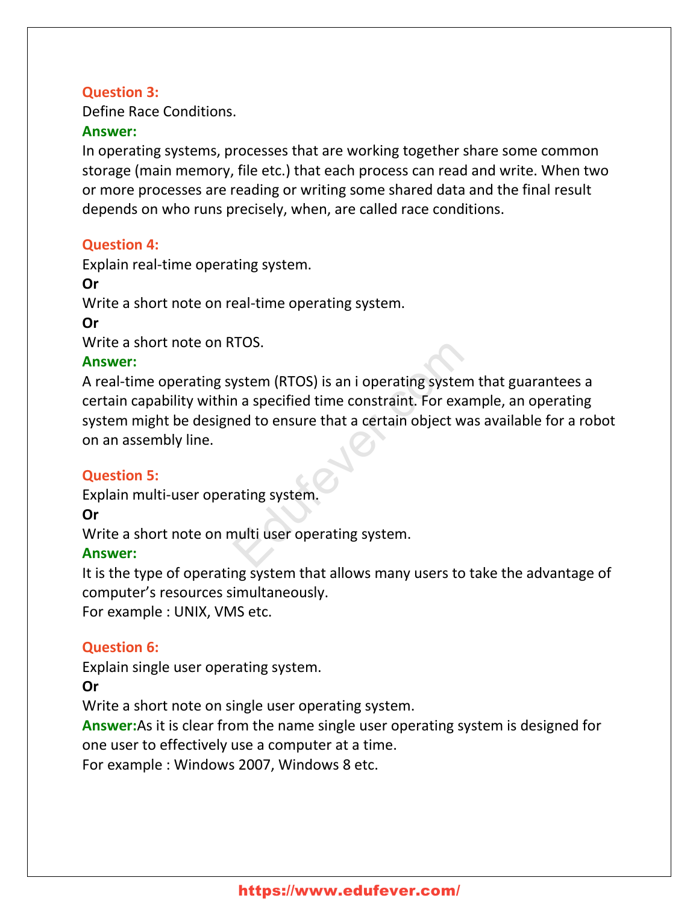**Question 3:**

Define Race Conditions.

**Answer:**

In operating systems, processes that are working together share some common storage (main memory, file etc.) that each process can read and write. When two or more processes are reading or writing some shared data and the final result depends on who runs precisely, when, are called race conditions.

**Question 4:**

Explain real-time operating system.

**Or**

Write a short note on real-time operating system.

**Or**

Write a short note on RTOS.

**Answer:**

A real-time operating system (RTOS) is an i operating system that guarantees a certain capability within a specified time constraint. For example, an operating system might be designed to ensure that a certain object was available for a robot on an assembly line.

**Question 5:**

Explain multi-user operating system.

**Or**

Write a short note on multi user operating system.

**Answer:**

It is the type of operating system that allows many users to take the advantage of computer's resources simultaneously.

For example : UNIX, VMS etc.

**Question 6:**

Explain single user operating system.

**Or**

Write a short note on single user operating system.

**Answer:**As it is clear from the name single user operating system is designed for one user to effectively use a computer at a time.

For example : Windows 2007, Windows 8 etc.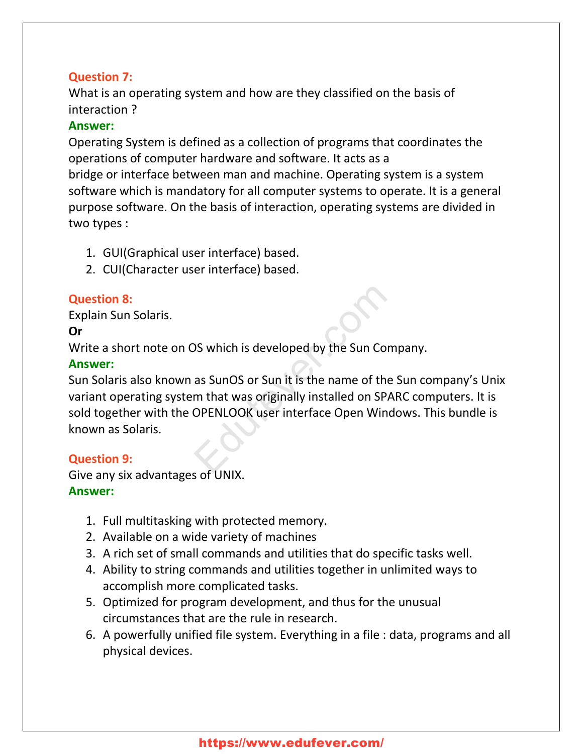**Question 7:**
What is an operating system and how are they classified on the basis of interaction ?

**Answer:**
Operating System is defined as a collection of programs that coordinates the operations of computer hardware and software. It acts as a bridge or interface between man and machine. Operating system is a system software which is mandatory for all computer systems to operate. It is a general purpose software. On the basis of interaction, operating systems are divided in two types :

1. GUI(Graphical user interface) based.
2. CUI(Character user interface) based.

**Question 8:**
Explain Sun Solaris.

**Or**

Write a short note on OS which is developed by the Sun Company.

**Answer:**
Sun Solaris also known as SunOS or Sun it is the name of the Sun company's Unix variant operating system that was originally installed on SPARC computers. It is sold together with the OPENLOOK user interface Open Windows. This bundle is known as Solaris.

**Question 9:**
Give any six advantages of UNIX.

**Answer:**

1. Full multitasking with protected memory.
2. Available on a wide variety of machines
3. A rich set of small commands and utilities that do specific tasks well.
4. Ability to string commands and utilities together in unlimited ways to accomplish more complicated tasks.
5. Optimized for program development, and thus for the unusual circumstances that are the rule in research.
6. A powerfully unified file system. Everything in a file : data, programs and all physical devices.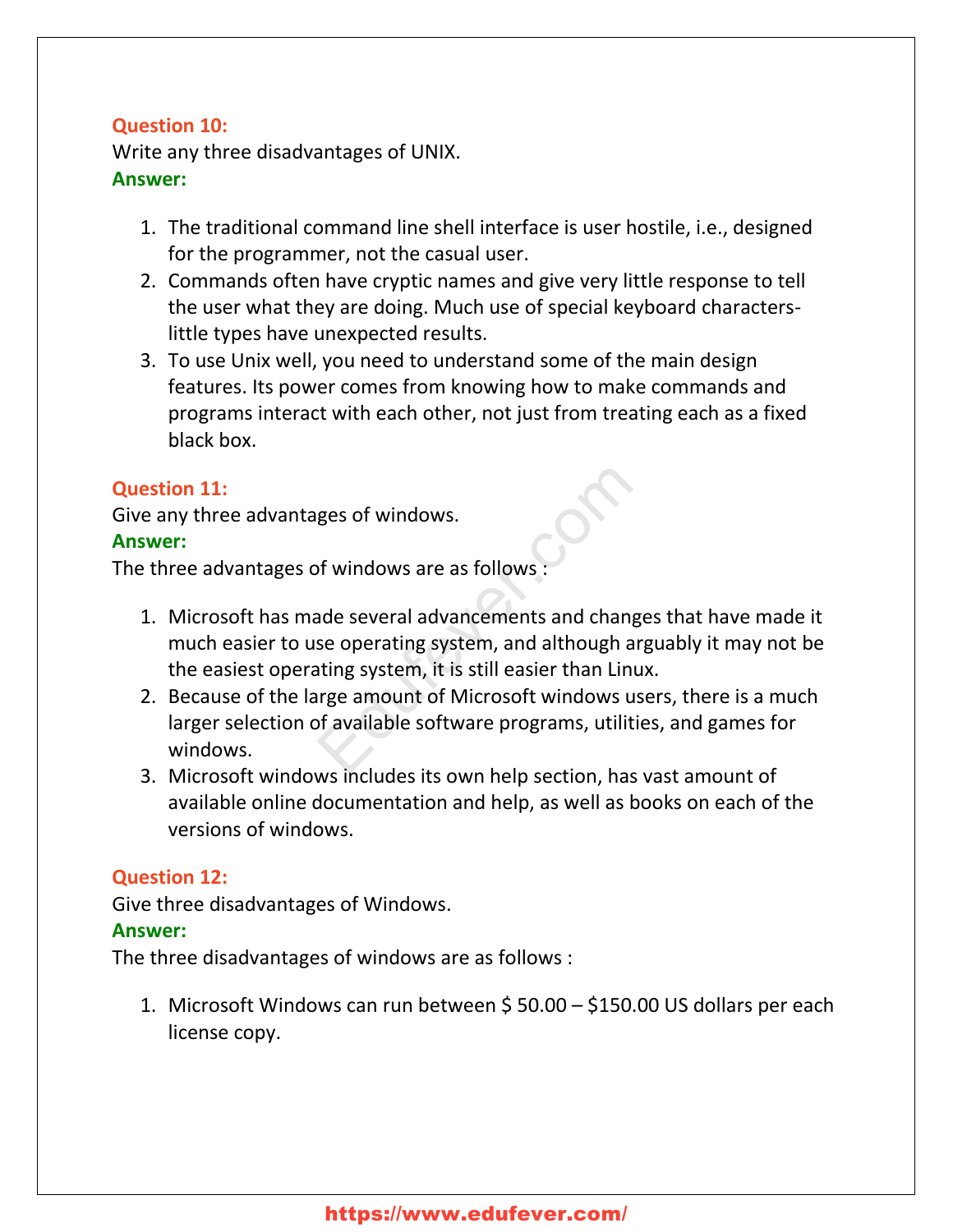**Question 10:**
Write any three disadvantages of UNIX.
**Answer:**

1. The traditional command line shell interface is user hostile, i.e., designed for the programmer, not the casual user.
2. Commands often have cryptic names and give very little response to tell the user what they are doing. Much use of special keyboard characters-little types have unexpected results.
3. To use Unix well, you need to understand some of the main design features. Its power comes from knowing how to make commands and programs interact with each other, not just from treating each as a fixed black box.

**Question 11:**
Give any three advantages of windows.
**Answer:**
The three advantages of windows are as follows :

1. Microsoft has made several advancements and changes that have made it much easier to use operating system, and although arguably it may not be the easiest operating system, it is still easier than Linux.
2. Because of the large amount of Microsoft windows users, there is a much larger selection of available software programs, utilities, and games for windows.
3. Microsoft windows includes its own help section, has vast amount of available online documentation and help, as well as books on each of the versions of windows.

**Question 12:**
Give three disadvantages of Windows.
**Answer:**
The three disadvantages of windows are as follows :

1. Microsoft Windows can run between $ 50.00 – $150.00 US dollars per each license copy.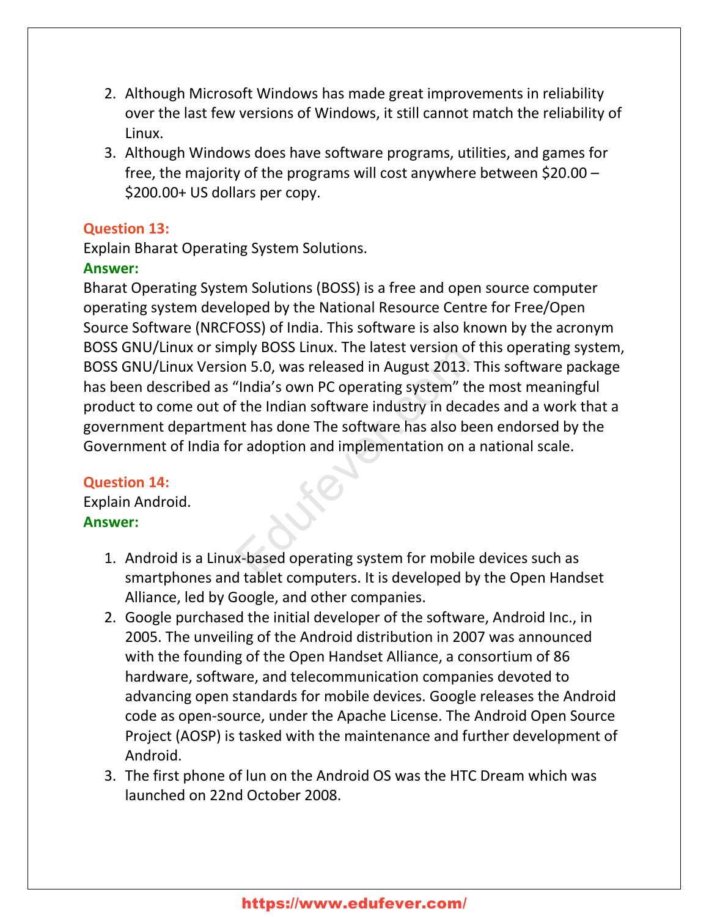2. Although Microsoft Windows has made great improvements in reliability over the last few versions of Windows, it still cannot match the reliability of Linux.
3. Although Windows does have software programs, utilities, and games for free, the majority of the programs will cost anywhere between $20.00 – $200.00+ US dollars per copy.

**Question 13:**
Explain Bharat Operating System Solutions.
**Answer:**
Bharat Operating System Solutions (BOSS) is a free and open source computer operating system developed by the National Resource Centre for Free/Open Source Software (NRCFOSS) of India. This software is also known by the acronym BOSS GNU/Linux or simply BOSS Linux. The latest version of this operating system, BOSS GNU/Linux Version 5.0, was released in August 2013. This software package has been described as "India's own PC operating system" the most meaningful product to come out of the Indian software industry in decades and a work that a government department has done The software has also been endorsed by the Government of India for adoption and implementation on a national scale.

**Question 14:**
Explain Android.
**Answer:**

1. Android is a Linux-based operating system for mobile devices such as smartphones and tablet computers. It is developed by the Open Handset Alliance, led by Google, and other companies.
2. Google purchased the initial developer of the software, Android Inc., in 2005. The unveiling of the Android distribution in 2007 was announced with the founding of the Open Handset Alliance, a consortium of 86 hardware, software, and telecommunication companies devoted to advancing open standards for mobile devices. Google releases the Android code as open-source, under the Apache License. The Android Open Source Project (AOSP) is tasked with the maintenance and further development of Android.
3. The first phone of lun on the Android OS was the HTC Dream which was launched on 22nd October 2008.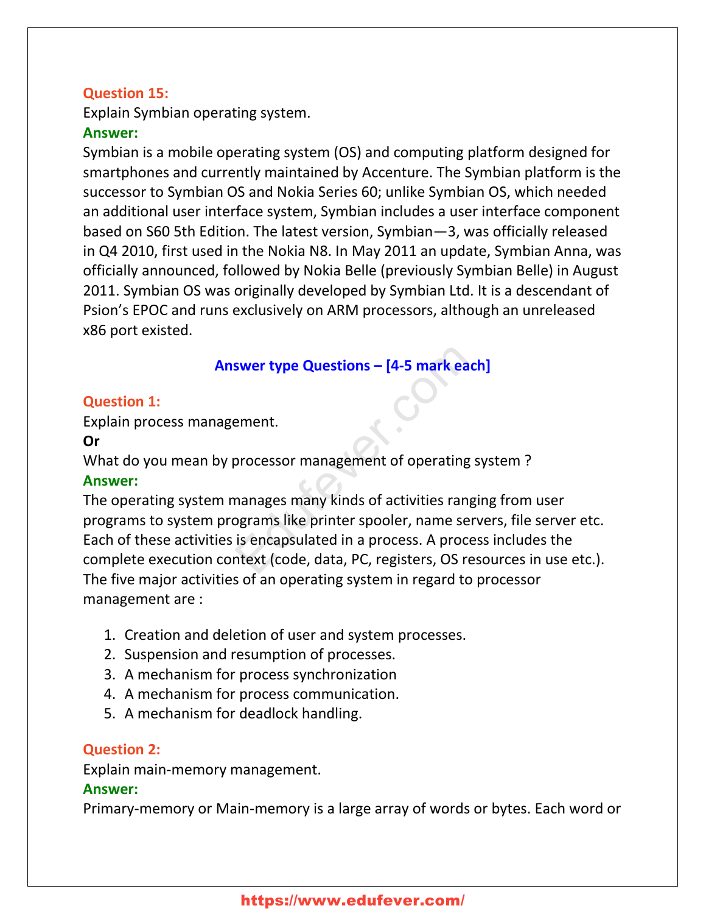**Question 15:**

Explain Symbian operating system.

**Answer:**

Symbian is a mobile operating system (OS) and computing platform designed for smartphones and currently maintained by Accenture. The Symbian platform is the successor to Symbian OS and Nokia Series 60; unlike Symbian OS, which needed an additional user interface system, Symbian includes a user interface component based on S60 5th Edition. The latest version, Symbian—3, was officially released in Q4 2010, first used in the Nokia N8. In May 2011 an update, Symbian Anna, was officially announced, followed by Nokia Belle (previously Symbian Belle) in August 2011. Symbian OS was originally developed by Symbian Ltd. It is a descendant of Psion's EPOC and runs exclusively on ARM processors, although an unreleased x86 port existed.

## Answer type Questions – [4-5 mark each]

**Question 1:**

Explain process management.

**Or**

What do you mean by processor management of operating system ?

**Answer:**

The operating system manages many kinds of activities ranging from user programs to system programs like printer spooler, name servers, file server etc. Each of these activities is encapsulated in a process. A process includes the complete execution context (code, data, PC, registers, OS resources in use etc.). The five major activities of an operating system in regard to processor management are :

1. Creation and deletion of user and system processes.
2. Suspension and resumption of processes.
3. A mechanism for process synchronization
4. A mechanism for process communication.
5. A mechanism for deadlock handling.

**Question 2:**

Explain main-memory management.

**Answer:**

Primary-memory or Main-memory is a large array of words or bytes. Each word or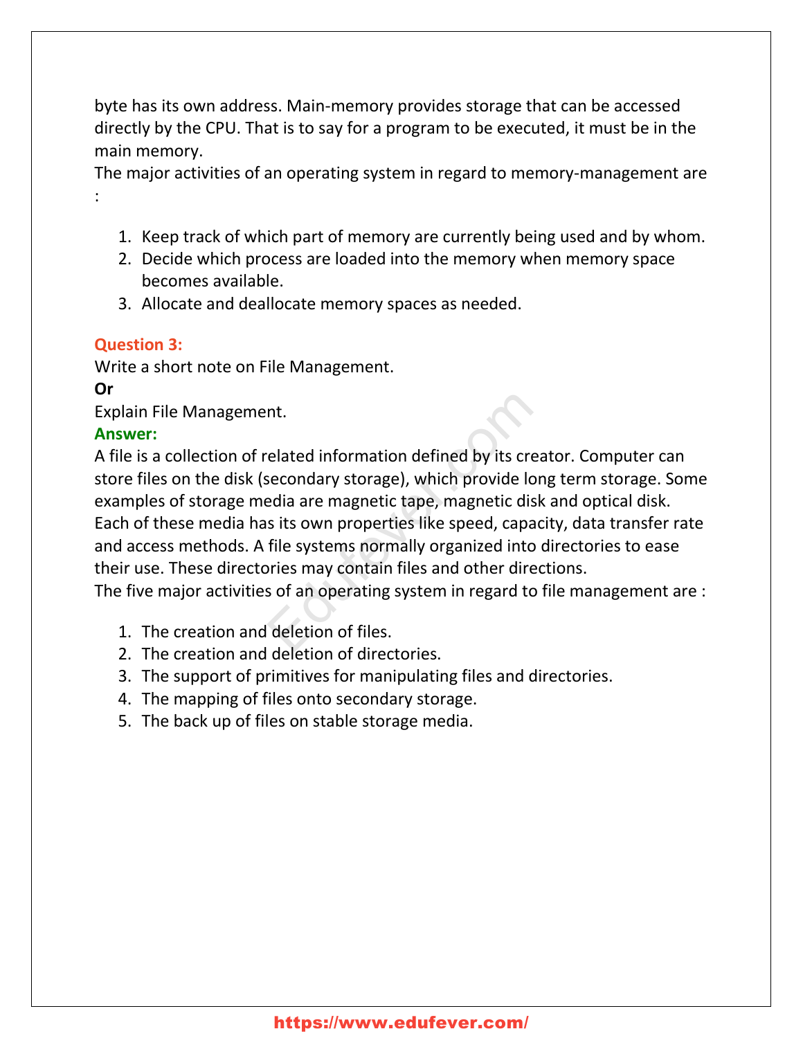byte has its own address. Main-memory provides storage that can be accessed directly by the CPU. That is to say for a program to be executed, it must be in the main memory.
The major activities of an operating system in regard to memory-management are :

1. Keep track of which part of memory are currently being used and by whom.
2. Decide which process are loaded into the memory when memory space becomes available.
3. Allocate and deallocate memory spaces as needed.

**Question 3:**
Write a short note on File Management.
**Or**
Explain File Management.
**Answer:**
A file is a collection of related information defined by its creator. Computer can store files on the disk (secondary storage), which provide long term storage. Some examples of storage media are magnetic tape, magnetic disk and optical disk. Each of these media has its own properties like speed, capacity, data transfer rate and access methods. A file systems normally organized into directories to ease their use. These directories may contain files and other directions.
The five major activities of an operating system in regard to file management are :

1. The creation and deletion of files.
2. The creation and deletion of directories.
3. The support of primitives for manipulating files and directories.
4. The mapping of files onto secondary storage.
5. The back up of files on stable storage media.